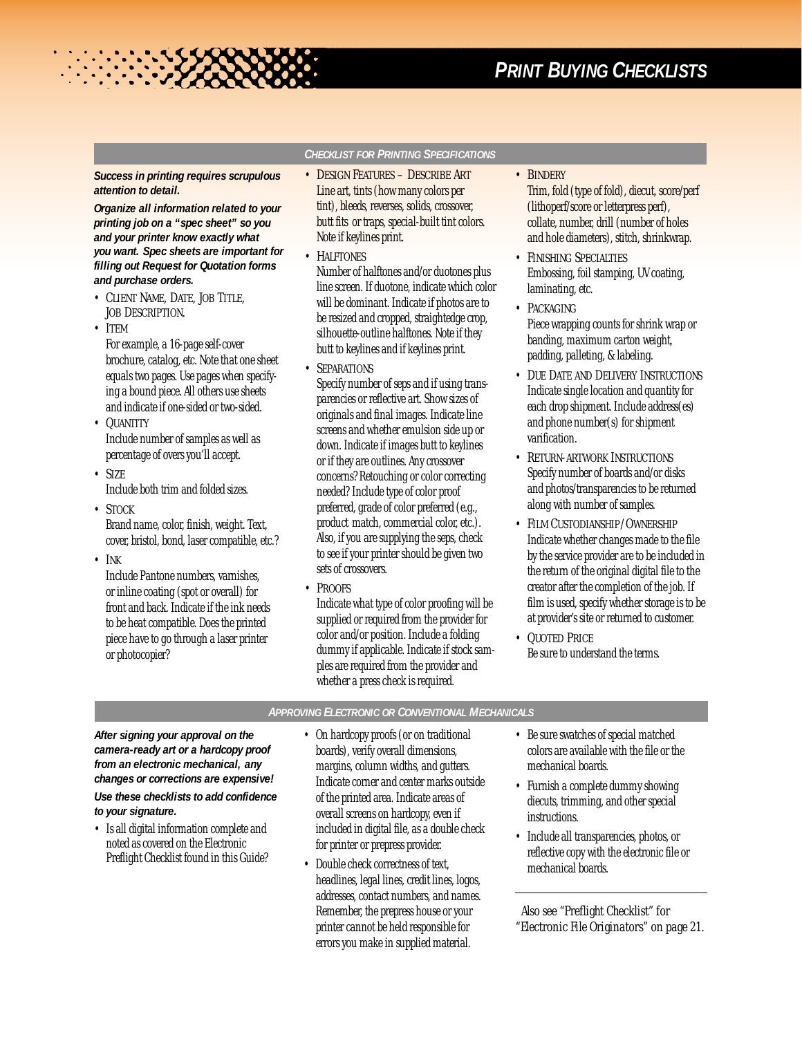# PRINT BUYING CHECKLISTS

## CHECKLIST FOR PRINTING SPECIFICATIONS

***Success in printing requires scrupulous attention to detail.***

***Organize all information related to your printing job on a "spec sheet" so you and your printer know exactly what you want. Spec sheets are important for filling out Request for Quotation forms and purchase orders.***

- CLIENT NAME, DATE, JOB TITLE, JOB DESCRIPTION.
- ITEM
  For example, a 16-page self-cover brochure, catalog, etc. Note that one sheet equals two pages. Use pages when specifying a bound piece. All others use sheets and indicate if one-sided or two-sided.
- QUANTITY
  Include number of samples as well as percentage of overs you'll accept.
- SIZE
  Include both trim and folded sizes.
- STOCK
  Brand name, color, finish, weight. Text, cover, bristol, bond, laser compatible, etc.?
- INK
  Include Pantone numbers, varnishes, or inline coating (spot or overall) for front and back. Indicate if the ink needs to be heat compatible. Does the printed piece have to go through a laser printer or photocopier?
- DESIGN FEATURES – DESCRIBE ART
  Line art, tints (how many colors per tint), bleeds, reverses, solids, crossover, butt fits or traps, special-built tint colors. Note if keylines print.
- HALFTONES
  Number of halftones and/or duotones plus line screen. If duotone, indicate which color will be dominant. Indicate if photos are to be resized and cropped, straightedge crop, silhouette-outline halftones. Note if they butt to keylines and if keylines print.
- SEPARATIONS
  Specify number of seps and if using transparencies or reflective art. Show sizes of originals and final images. Indicate line screens and whether emulsion side up or down. Indicate if images butt to keylines or if they are outlines. Any crossover concerns? Retouching or color correcting needed? Include type of color proof preferred, grade of color preferred (e.g., product match, commercial color, etc.). Also, if you are supplying the seps, check to see if your printer should be given two sets of crossovers.
- PROOFS
  Indicate what type of color proofing will be supplied or required from the provider for color and/or position. Include a folding dummy if applicable. Indicate if stock samples are required from the provider and whether a press check is required.
- BINDERY
  Trim, fold (type of fold), diecut, score/perf (lithoperf/score or letterpress perf), collate, number, drill (number of holes and hole diameters), stitch, shrinkwrap.
- FINISHING SPECIALTIES
  Embossing, foil stamping, UV coating, laminating, etc.
- PACKAGING
  Piece wrapping counts for shrink wrap or banding, maximum carton weight, padding, palleting, & labeling.
- DUE DATE AND DELIVERY INSTRUCTIONS
  Indicate single location and quantity for each drop shipment. Include address(es) and phone number(s) for shipment verification.
- RETURN-ARTWORK INSTRUCTIONS
  Specify number of boards and/or disks and photos/transparencies to be returned along with number of samples.
- FILM CUSTODIANSHIP/OWNERSHIP
  Indicate whether changes made to the file by the service provider are to be included in the return of the original digital file to the creator after the completion of the job. If film is used, specify whether storage is to be at provider's site or returned to customer.
- QUOTED PRICE
  Be sure to understand the terms.

## APPROVING ELECTRONIC OR CONVENTIONAL MECHANICALS

***After signing your approval on the camera-ready art or a hardcopy proof from an electronic mechanical, any changes or corrections are expensive!***

***Use these checklists to add confidence to your signature.***

- Is all digital information complete and noted as covered on the Electronic Preflight Checklist found in this Guide?
- On hardcopy proofs (or on traditional boards), verify overall dimensions, margins, column widths, and gutters. Indicate corner and center marks outside of the printed area. Indicate areas of overall screens on hardcopy, even if included in digital file, as a double check for printer or prepress provider.
- Double check correctness of text, headlines, legal lines, credit lines, logos, addresses, contact numbers, and names. Remember, the prepress house or your printer cannot be held responsible for errors you make in supplied material.
- Be sure swatches of special matched colors are available with the file or the mechanical boards.
- Furnish a complete dummy showing diecuts, trimming, and other special instructions.
- Include all transparencies, photos, or reflective copy with the electronic file or mechanical boards.

---

*Also see "Preflight Checklist" for "Electronic File Originators" on page 21.*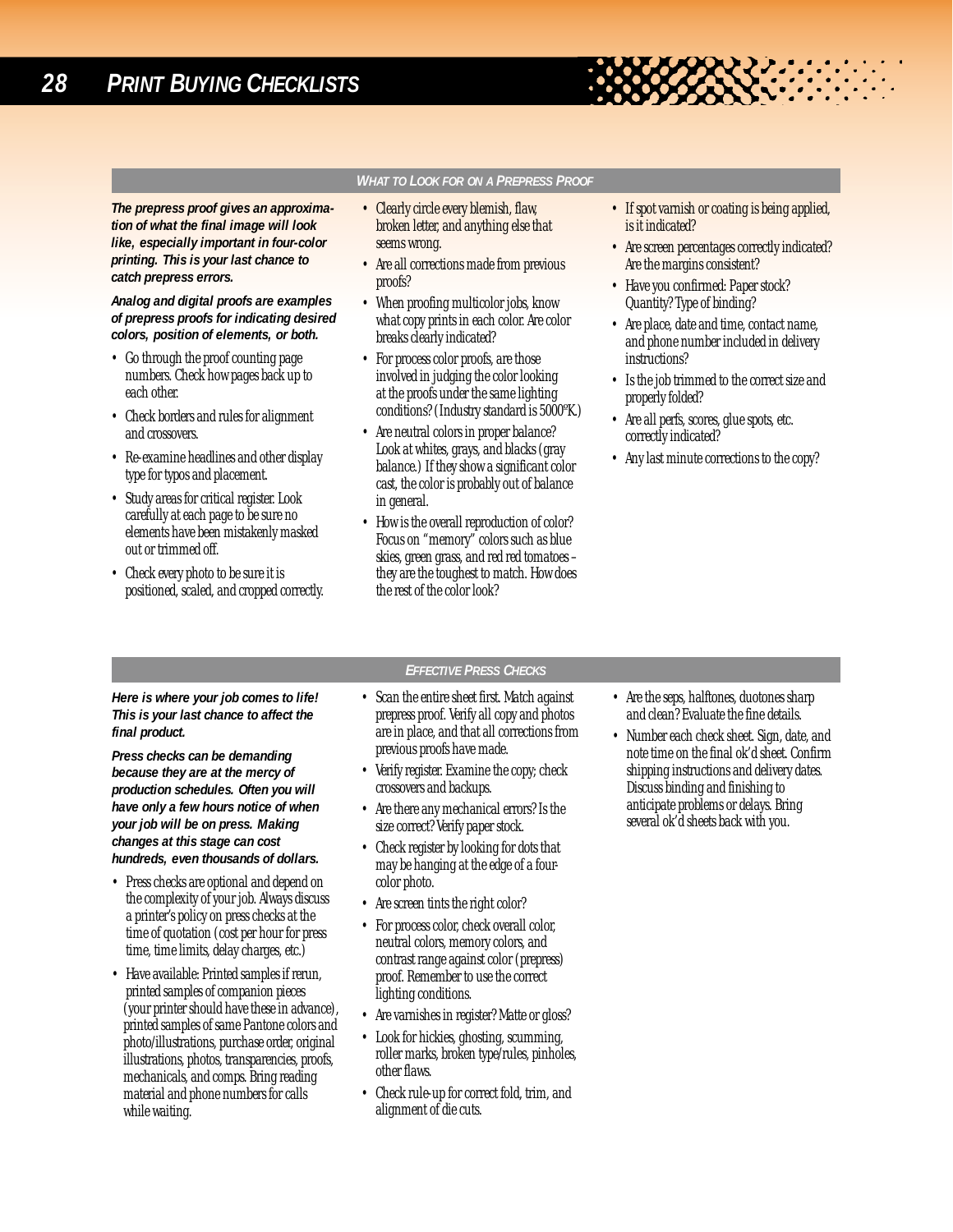## What to Look for on a Prepress Proof

***The prepress proof gives an approximation of what the final image will look like, especially important in four-color printing. This is your last chance to catch prepress errors.***

***Analog and digital proofs are examples of prepress proofs for indicating desired colors, position of elements, or both.***

- Go through the proof counting page numbers. Check how pages back up to each other.
- Check borders and rules for alignment and crossovers.
- Re-examine headlines and other display type for typos and placement.
- Study areas for critical register. Look carefully at each page to be sure no elements have been mistakenly masked out or trimmed off.
- Check every photo to be sure it is positioned, scaled, and cropped correctly.
- Clearly circle every blemish, flaw, broken letter, and anything else that seems wrong.
- Are all corrections made from previous proofs?
- When proofing multicolor jobs, know what copy prints in each color. Are color breaks clearly indicated?
- For process color proofs, are those involved in judging the color looking at the proofs under the same lighting conditions? (Industry standard is 5000°K.)
- Are neutral colors in proper balance? Look at whites, grays, and blacks (gray balance.) If they show a significant color cast, the color is probably out of balance in general.
- How is the overall reproduction of color? Focus on "memory" colors such as blue skies, green grass, and red red tomatoes – they are the toughest to match. How does the rest of the color look?
- If spot varnish or coating is being applied, is it indicated?
- Are screen percentages correctly indicated? Are the margins consistent?
- Have you confirmed: Paper stock? Quantity? Type of binding?
- Are place, date and time, contact name, and phone number included in delivery instructions?
- Is the job trimmed to the correct size and properly folded?
- Are all perfs, scores, glue spots, etc. correctly indicated?
- Any last minute corrections to the copy?

## Effective Press Checks

***Here is where your job comes to life! This is your last chance to affect the final product.***

***Press checks can be demanding because they are at the mercy of production schedules. Often you will have only a few hours notice of when your job will be on press. Making changes at this stage can cost hundreds, even thousands of dollars.***

- Press checks are optional and depend on the complexity of your job. Always discuss a printer's policy on press checks at the time of quotation (cost per hour for press time, time limits, delay charges, etc.)
- Have available: Printed samples if rerun, printed samples of companion pieces (your printer should have these in advance), printed samples of same Pantone colors and photo/illustrations, purchase order, original illustrations, photos, transparencies, proofs, mechanicals, and comps. Bring reading material and phone numbers for calls while waiting.
- Scan the entire sheet first. Match against prepress proof. Verify all copy and photos are in place, and that all corrections from previous proofs have made.
- Verify register. Examine the copy; check crossovers and backups.
- Are there any mechanical errors? Is the size correct? Verify paper stock.
- Check register by looking for dots that may be hanging at the edge of a four-color photo.
- Are screen tints the right color?
- For process color, check overall color, neutral colors, memory colors, and contrast range against color (prepress) proof. Remember to use the correct lighting conditions.
- Are varnishes in register? Matte or gloss?
- Look for hickies, ghosting, scumming, roller marks, broken type/rules, pinholes, other flaws.
- Check rule-up for correct fold, trim, and alignment of die cuts.
- Are the seps, halftones, duotones sharp and clean? Evaluate the fine details.
- Number each check sheet. Sign, date, and note time on the final ok'd sheet. Confirm shipping instructions and delivery dates. Discuss binding and finishing to anticipate problems or delays. Bring several ok'd sheets back with you.